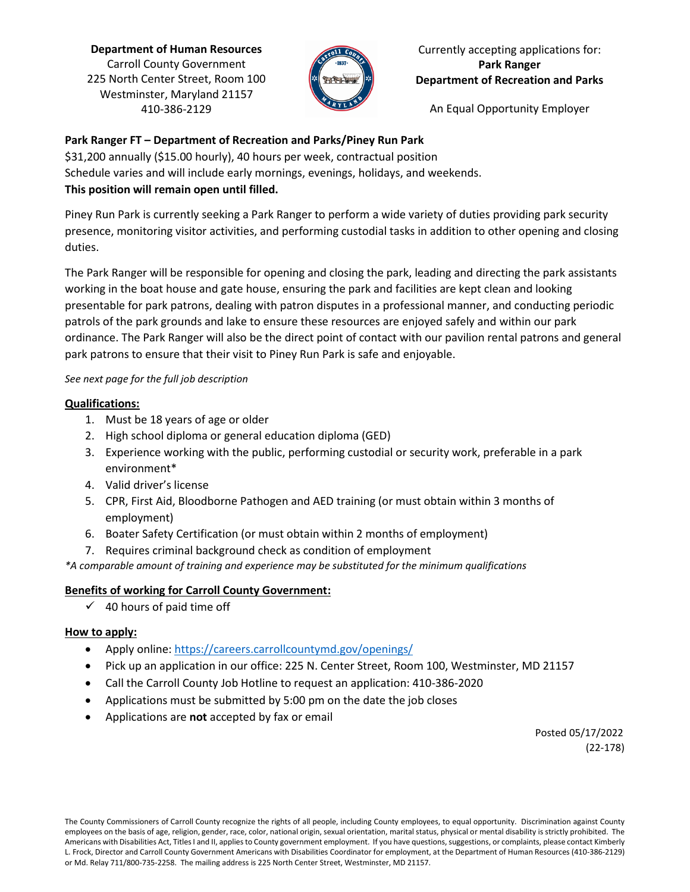**Department of Human Resources**
Carroll County Government
225 North Center Street, Room 100
Westminster, Maryland 21157
410-386-2129

Currently accepting applications for:
**Park Ranger**
**Department of Recreation and Parks**

An Equal Opportunity Employer

**Park Ranger FT – Department of Recreation and Parks/Piney Run Park**
$31,200 annually ($15.00 hourly), 40 hours per week, contractual position
Schedule varies and will include early mornings, evenings, holidays, and weekends.
**This position will remain open until filled.**

Piney Run Park is currently seeking a Park Ranger to perform a wide variety of duties providing park security presence, monitoring visitor activities, and performing custodial tasks in addition to other opening and closing duties.

The Park Ranger will be responsible for opening and closing the park, leading and directing the park assistants working in the boat house and gate house, ensuring the park and facilities are kept clean and looking presentable for park patrons, dealing with patron disputes in a professional manner, and conducting periodic patrols of the park grounds and lake to ensure these resources are enjoyed safely and within our park ordinance. The Park Ranger will also be the direct point of contact with our pavilion rental patrons and general park patrons to ensure that their visit to Piney Run Park is safe and enjoyable.

*See next page for the full job description*

## Qualifications:

1. Must be 18 years of age or older
2. High school diploma or general education diploma (GED)
3. Experience working with the public, performing custodial or security work, preferable in a park environment*
4. Valid driver's license
5. CPR, First Aid, Bloodborne Pathogen and AED training (or must obtain within 3 months of employment)
6. Boater Safety Certification (or must obtain within 2 months of employment)
7. Requires criminal background check as condition of employment

*\*A comparable amount of training and experience may be substituted for the minimum qualifications*

## Benefits of working for Carroll County Government:

- ✓ 40 hours of paid time off

## How to apply:

- Apply online: https://careers.carrollcountymd.gov/openings/
- Pick up an application in our office: 225 N. Center Street, Room 100, Westminster, MD 21157
- Call the Carroll County Job Hotline to request an application: 410-386-2020
- Applications must be submitted by 5:00 pm on the date the job closes
- Applications are **not** accepted by fax or email

Posted 05/17/2022
(22-178)

The County Commissioners of Carroll County recognize the rights of all people, including County employees, to equal opportunity. Discrimination against County employees on the basis of age, religion, gender, race, color, national origin, sexual orientation, marital status, physical or mental disability is strictly prohibited. The Americans with Disabilities Act, Titles I and II, applies to County government employment. If you have questions, suggestions, or complaints, please contact Kimberly L. Frock, Director and Carroll County Government Americans with Disabilities Coordinator for employment, at the Department of Human Resources (410-386-2129) or Md. Relay 711/800-735-2258. The mailing address is 225 North Center Street, Westminster, MD 21157.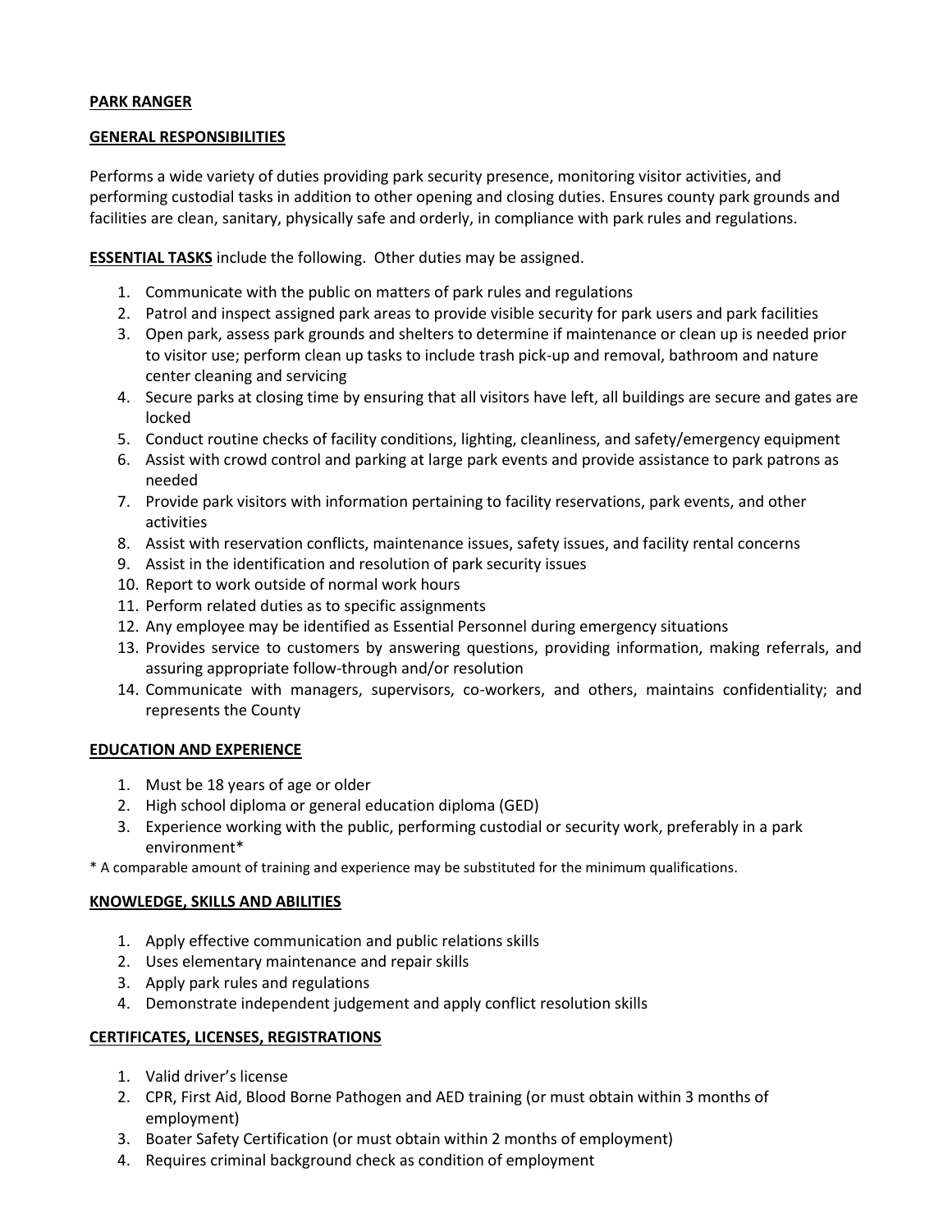## PARK RANGER

### GENERAL RESPONSIBILITIES

Performs a wide variety of duties providing park security presence, monitoring visitor activities, and performing custodial tasks in addition to other opening and closing duties. Ensures county park grounds and facilities are clean, sanitary, physically safe and orderly, in compliance with park rules and regulations.

**ESSENTIAL TASKS** include the following. Other duties may be assigned.

1. Communicate with the public on matters of park rules and regulations
2. Patrol and inspect assigned park areas to provide visible security for park users and park facilities
3. Open park, assess park grounds and shelters to determine if maintenance or clean up is needed prior to visitor use; perform clean up tasks to include trash pick-up and removal, bathroom and nature center cleaning and servicing
4. Secure parks at closing time by ensuring that all visitors have left, all buildings are secure and gates are locked
5. Conduct routine checks of facility conditions, lighting, cleanliness, and safety/emergency equipment
6. Assist with crowd control and parking at large park events and provide assistance to park patrons as needed
7. Provide park visitors with information pertaining to facility reservations, park events, and other activities
8. Assist with reservation conflicts, maintenance issues, safety issues, and facility rental concerns
9. Assist in the identification and resolution of park security issues
10. Report to work outside of normal work hours
11. Perform related duties as to specific assignments
12. Any employee may be identified as Essential Personnel during emergency situations
13. Provides service to customers by answering questions, providing information, making referrals, and assuring appropriate follow-through and/or resolution
14. Communicate with managers, supervisors, co-workers, and others, maintains confidentiality; and represents the County

### EDUCATION AND EXPERIENCE

1. Must be 18 years of age or older
2. High school diploma or general education diploma (GED)
3. Experience working with the public, performing custodial or security work, preferably in a park environment*

* A comparable amount of training and experience may be substituted for the minimum qualifications.

### KNOWLEDGE, SKILLS AND ABILITIES

1. Apply effective communication and public relations skills
2. Uses elementary maintenance and repair skills
3. Apply park rules and regulations
4. Demonstrate independent judgement and apply conflict resolution skills

### CERTIFICATES, LICENSES, REGISTRATIONS

1. Valid driver's license
2. CPR, First Aid, Blood Borne Pathogen and AED training (or must obtain within 3 months of employment)
3. Boater Safety Certification (or must obtain within 2 months of employment)
4. Requires criminal background check as condition of employment